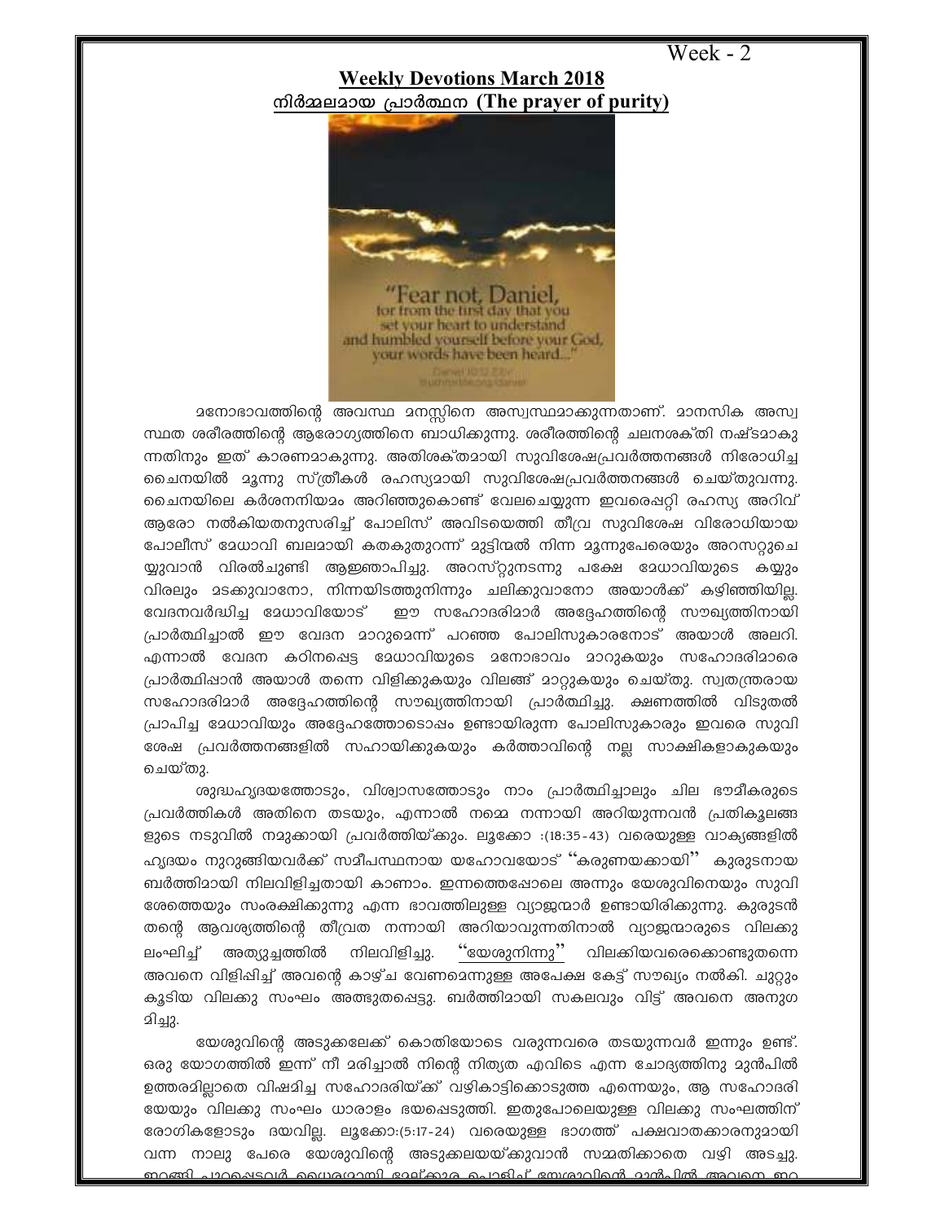Week - 2

## Weekly Devotions March 2018

## നിർമ്മലമായ പ്രാർത്ഥന (The prayer of purity)

മനോഭാവത്തിന്റെ അവസ്ഥ മനസ്സിനെ അസ്വസ്ഥമാക്കുന്നതാണ്. മാനസിക അസ്വസ്ഥത ശരീരത്തിന്റെ ആരോഗ്യത്തിനെ ബാധിക്കുന്നു. ശരീരത്തിന്റെ ചലനശക്തി നഷ്ടമാകുന്നതിനും ഇത് കാരണമാകുന്നു. അതിശക്തമായി സുവിശേഷപ്രവർത്തനങ്ങൾ നിരോധിച്ച ചൈനയിൽ മൂന്നു സ്ത്രീകൾ രഹസ്യമായി സുവിശേഷപ്രവർത്തനങ്ങൾ ചെയ്തുവന്നു. ചൈനയിലെ കർശനനിയമം അറിഞ്ഞുകൊണ്ട് വേലചെയ്യുന്ന ഇവരെപ്പറ്റി രഹസ്യ അറിവ് ആരോ നൽകിയതനുസരിച്ച് പോലിസ് അവിടെയെത്തി തീവ്ര സുവിശേഷ വിരോധിയായ പോലീസ് മേധാവി ബലമായി കതകുതുറന്ന് മുട്ടിന്മേൽ നിന്ന മൂന്നുപേരെയും അറസ്റ്റുചെയ്യുവാൻ വിരൽചൂണ്ടി ആജ്ഞാപിച്ചു. അറസ്റ്റുനടന്നു പക്ഷേ മേധാവിയുടെ കയ്യും വിരലും മടക്കുവാനോ, നിന്നയിടത്തുനിന്നും ചലിക്കുവാനോ അയാൾക്ക് കഴിഞ്ഞില്ല. വേദനവർദ്ധിച്ച മേധാവിയോട് ഈ സഹോദരിമാർ അദ്ദേഹത്തിന്റെ സൗഖ്യത്തിനായി പ്രാർത്ഥിച്ചാൽ ഈ വേദന മാറുമെന്ന് പറഞ്ഞ പോലിസുകാരനോട് അയാൾ അലറി. എന്നാൽ വേദന കഠിനപ്പെട്ട മേധാവിയുടെ മനോഭാവം മാറുകയും സഹോദരിമാരെ പ്രാർത്ഥിപ്പാൻ അയാൾ തന്നെ വിളിക്കുകയും വിലങ്ങ് മാറ്റുകയും ചെയ്തു. സ്വതന്ത്രരായ സഹോദരിമാർ അദ്ദേഹത്തിന്റെ സൗഖ്യത്തിനായി പ്രാർത്ഥിച്ചു. ക്ഷണത്തിൽ വിടുതൽ പ്രാപിച്ച മേധാവിയും അദ്ദേഹത്തോടൊപ്പം ഉണ്ടായിരുന്ന പോലിസുകാരും ഇവരെ സുവിശേഷ പ്രവർത്തനങ്ങളിൽ സഹായിക്കുകയും കർത്താവിന്റെ നല്ല സാക്ഷികളാകുകയും ചെയ്തു.

ശുദ്ധഹൃദയത്തോടും, വിശ്വാസത്തോടും നാം പ്രാർത്ഥിച്ചാലും ചില ഭൗമീകരുടെ പ്രവർത്തികൾ അതിനെ തടയും, എന്നാൽ നമ്മെ നന്നായി അറിയുന്നവൻ പ്രതികൂലങ്ങളുടെ നടുവിൽ നമുക്കായി പ്രവർത്തിയ്ക്കും. ലൂക്കോ :(18:35-43) വരെയുള്ള വാക്യങ്ങളിൽ ഹൃദയം നുറുങ്ങിയവർക്ക് സമീപസ്ഥനായ യഹോവയോട് "കരുണയക്കായി" കുരുടനായ ബർത്തിമായി നിലവിളിച്ചതായി കാണാം. ഇന്നത്തെപ്പോലെ അന്നും യേശുവിനെയും സുവിശേഷത്തെയും സംരക്ഷിക്കുന്നു എന്ന ഭാവത്തിലുള്ള വ്യാജന്മാർ ഉണ്ടായിരിക്കുന്നു. കുരുടൻ തന്റെ ആവശ്യത്തിന്റെ തീവ്രത നന്നായി അറിയാവുന്നതിനാൽ വ്യാജന്മാരുടെ വിലക്കു ലംഘിച്ച് അത്യുച്ചത്തിൽ നിലവിളിച്ചു. "യേശുനിന്നു" വിലക്കിയവരെക്കൊണ്ടുതന്നെ അവനെ വിളിപ്പിച്ച് അവന്റെ കാഴ്ച വേണമെന്നുള്ള അപേക്ഷ കേട്ട് സൗഖ്യം നൽകി. ചുറ്റും കൂടിയ വിലക്കു സംഘം അത്ഭുതപ്പെട്ടു. ബർത്തിമായി സകലവും വിട്ട് അവനെ അനുഗമിച്ചു.

യേശുവിന്റെ അടുക്കലേക്ക് കൊതിയോടെ വരുന്നവരെ തടയുന്നവർ ഇന്നും ഉണ്ട്. ഒരു യോഗത്തിൽ ഇന്ന് നീ മരിച്ചാൽ നിന്റെ നിത്യത എവിടെ എന്ന ചോദ്യത്തിനു മുൻപിൽ ഉത്തരമില്ലാതെ വിഷമിച്ച സഹോദരിയ്ക്ക് വഴികാട്ടികൊടുത്ത എന്നെയും, ആ സഹോദരിയേയും വിലക്കു സംഘം ധാരാളം ഭയപ്പെടുത്തി. ഇതുപോലെയുള്ള വിലക്കു സംഘത്തിന് രോഗികളോടും ദയവില്ല. ലൂക്കോ:(5:17-24) വരെയുള്ള ഭാഗത്ത് പക്ഷവാതക്കാരനുമായി വന്ന നാലു പേരെ യേശുവിന്റെ അടുക്കലയയ്ക്കുവാൻ സമ്മതിക്കാതെ വഴി അടച്ചു. ഇറങ്ങി പുറപ്പെട്ടവർ ധൈര്യമായി മേല്ക്കുര പൊളിച്ച് യേശുവിന്റെ മുൻപിൽ അവനെ ഇറ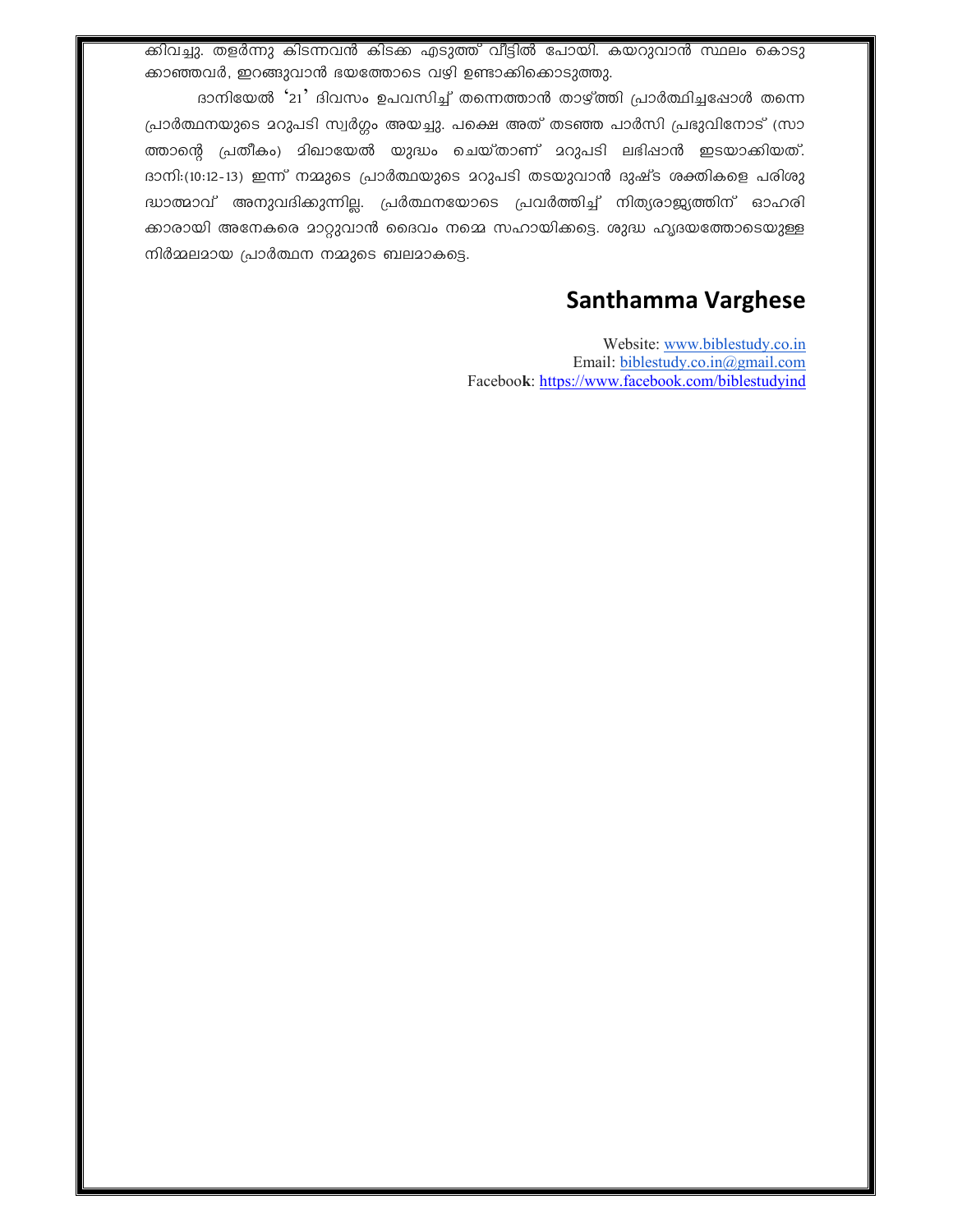ക്കിവച്ചു. തളർന്നു കിടന്നവൻ കിടക്ക എടുത്ത് വീട്ടിൽ പോയി. കയറുവാൻ സ്ഥലം കൊടുക്കാഞ്ഞവർ, ഇറങ്ങുവാൻ ഭയത്തോടെ വഴി ഉണ്ടാക്കികൊടുത്തു.

ദാനിയേൽ '21' ദിവസം ഉപവസിച്ച് തന്നെത്താൻ താഴ്ത്തി പ്രാർത്ഥിച്ചപ്പോൾ തന്നെ പ്രാർത്ഥനയുടെ മറുപടി സ്വർഗ്ഗം അയച്ചു. പക്ഷെ അത് തടഞ്ഞ പാർസി പ്രഭുവിനോട് (സാത്താന്റെ പ്രതീകം) മിഖായേൽ യുദ്ധം ചെയ്താണ് മറുപടി ലഭിപ്പാൻ ഇടയാക്കിയത്. ദാനി:(10:12-13) ഇന്ന് നമ്മുടെ പ്രാർത്ഥയുടെ മറുപടി തടയുവാൻ ദുഷ്ട ശക്തികളെ പരിശുദ്ധാത്മാവ് അനുവദിക്കുന്നില്ല. പ്രർത്ഥനയോടെ പ്രവർത്തിച്ച് നിത്യരാജ്യത്തിന് ഓഹരിക്കാരായി അനേകരെ മാറ്റുവാൻ ദൈവം നമ്മെ സഹായിക്കട്ടെ. ശുദ്ധ ഹൃദയത്തോടെയുള്ള നിർമ്മലമായ പ്രാർത്ഥന നമ്മുടെ ബലമാകട്ടെ.

## Santhamma Varghese

Website: www.biblestudy.co.in
Email: biblestudy.co.in@gmail.com
Facebook: https://www.facebook.com/biblestudyind